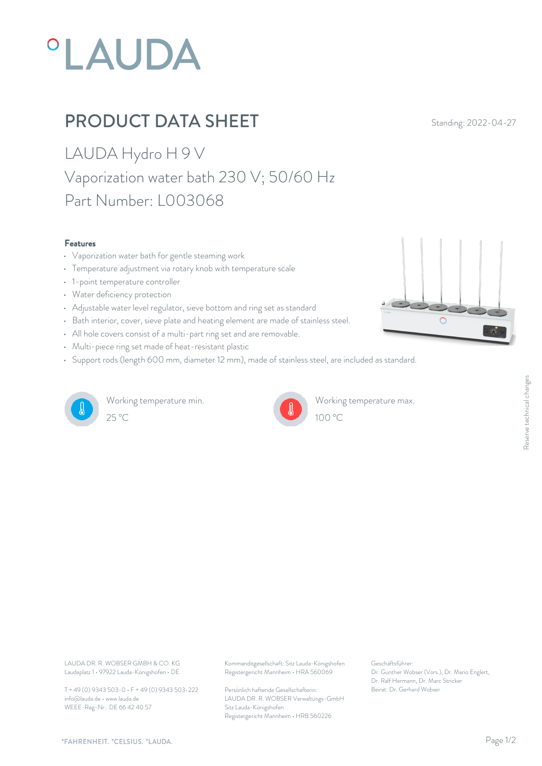# °LAUDA

## PRODUCT DATA SHEET

Standing: 2022-04-27

LAUDA Hydro H 9 V

Vaporization water bath 230 V; 50/60 Hz

Part Number: L003068

### Features

- Vaporization water bath for gentle steaming work
- Temperature adjustment via rotary knob with temperature scale
- 1-point temperature controller
- Water deficiency protection
- Adjustable water level regulator, sieve bottom and ring set as standard
- Bath interior, cover, sieve plate and heating element are made of stainless steel.
- All hole covers consist of a multi-part ring set and are removable.
- Multi-piece ring set made of heat-resistant plastic
- Support rods (length 600 mm, diameter 12 mm), made of stainless steel, are included as standard.

Working temperature min.
25 °C

Working temperature max.
100 °C

Reserve technical changes

LAUDA DR. R. WOBSER GMBH & CO. KG
Laudaplatz 1 • 97922 Lauda-Königshofen • DE

T + 49 (0) 9343 503-0 • F + 49 (0) 9343 503-222
info@lauda.de • www.lauda.de
WEEE-Reg-Nr.: DE 66 42 40 57

Kommanditgesellschaft: Sitz Lauda-Königshofen
Registergericht Mannheim • HRA 560069

Persönlich haftende Gesellschafterin:
LAUDA DR. R. WOBSER Verwaltungs-GmbH
Sitz Lauda-Königshofen
Registergericht Mannheim • HRB 560226

Geschäftsführer:
Dr. Gunther Wobser (Vors.), Dr. Mario Englert,
Dr. Ralf Hermann, Dr. Marc Stricker
Beirat: Dr. Gerhard Wobser

°FAHRENHEIT. °CELSIUS. °LAUDA.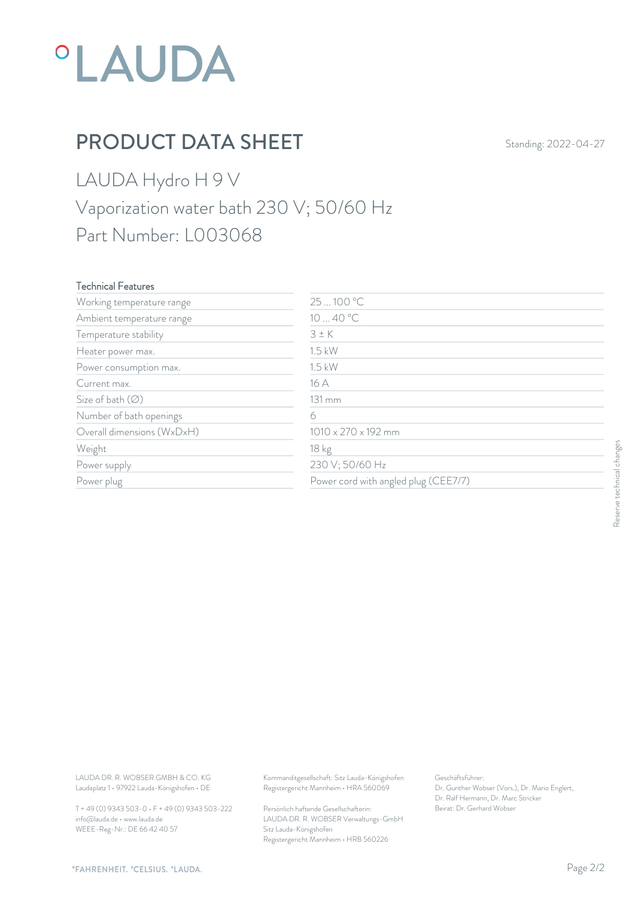°LAUDA

# PRODUCT DATA SHEET

Standing: 2022-04-27

## LAUDA Hydro H 9 V
## Vaporization water bath 230 V; 50/60 Hz
## Part Number: L003068

| Technical Features | |
|---|---|
| Working temperature range | 25 ... 100 °C |
| Ambient temperature range | 10 ... 40 °C |
| Temperature stability | 3 ± K |
| Heater power max. | 1.5 kW |
| Power consumption max. | 1.5 kW |
| Current max. | 16 A |
| Size of bath (∅) | 131 mm |
| Number of bath openings | 6 |
| Overall dimensions (WxDxH) | 1010 x 270 x 192 mm |
| Weight | 18 kg |
| Power supply | 230 V; 50/60 Hz |
| Power plug | Power cord with angled plug (CEE7/7) |

Reserve technical changes

LAUDA DR. R. WOBSER GMBH & CO. KG
Laudaplatz 1 • 97922 Lauda-Königshofen • DE

T + 49 (0) 9343 503-0 • F + 49 (0) 9343 503-222
info@lauda.de • www.lauda.de
WEEE-Reg-Nr.: DE 66 42 40 57

Kommanditgesellschaft: Sitz Lauda-Königshofen
Registergericht Mannheim • HRA 560069

Persönlich haftende Gesellschafterin:
LAUDA DR. R. WOBSER Verwaltungs-GmbH
Sitz Lauda-Königshofen
Registergericht Mannheim • HRB 560226

Geschäftsführer:
Dr. Gunther Wobser (Vors.), Dr. Mario Englert,
Dr. Ralf Hermann, Dr. Marc Stricker
Beirat: Dr. Gerhard Wobser

°FAHRENHEIT. °CELSIUS. °LAUDA.